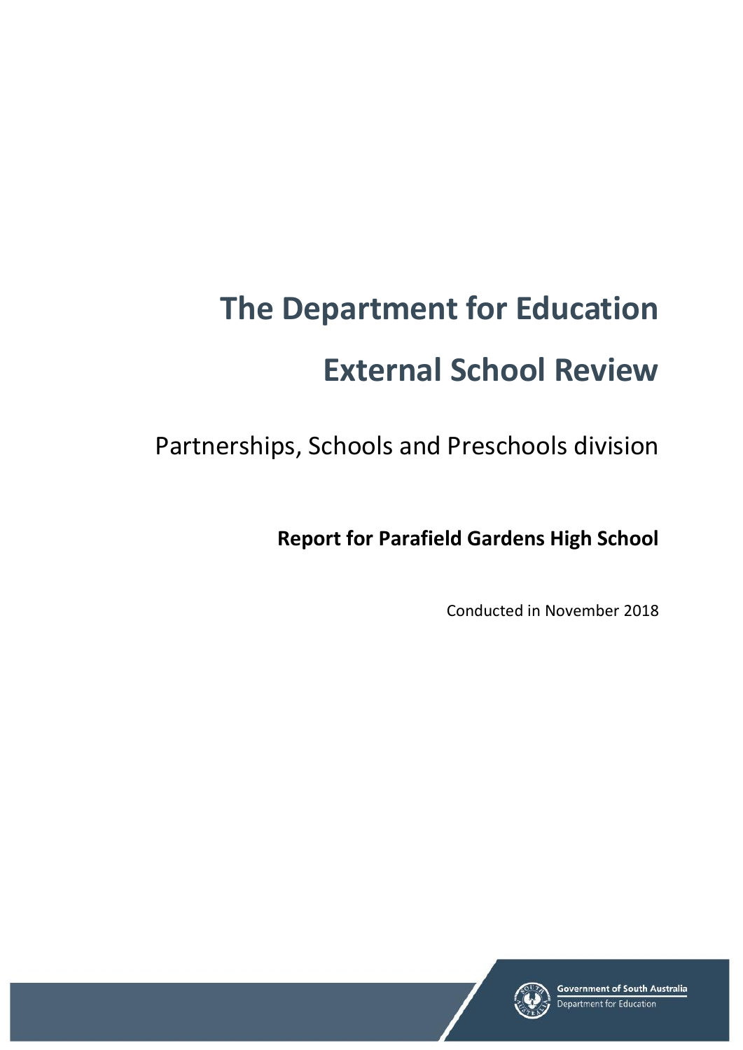# The Department for Education

# External School Review

Partnerships, Schools and Preschools division

**Report for Parafield Gardens High School**

Conducted in November 2018

Government of South Australia
Department for Education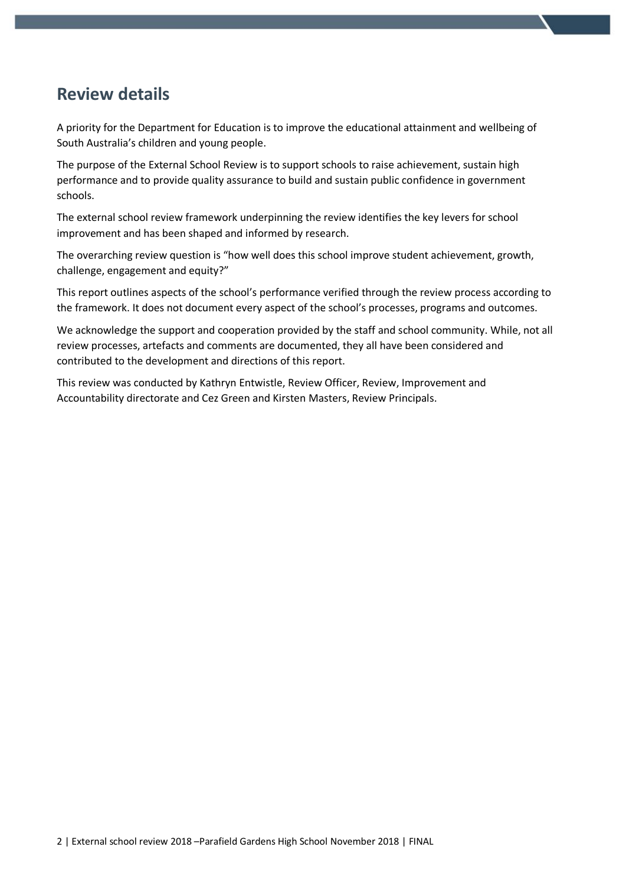## Review details

A priority for the Department for Education is to improve the educational attainment and wellbeing of South Australia's children and young people.

The purpose of the External School Review is to support schools to raise achievement, sustain high performance and to provide quality assurance to build and sustain public confidence in government schools.

The external school review framework underpinning the review identifies the key levers for school improvement and has been shaped and informed by research.

The overarching review question is "how well does this school improve student achievement, growth, challenge, engagement and equity?"

This report outlines aspects of the school's performance verified through the review process according to the framework. It does not document every aspect of the school's processes, programs and outcomes.

We acknowledge the support and cooperation provided by the staff and school community. While, not all review processes, artefacts and comments are documented, they all have been considered and contributed to the development and directions of this report.

This review was conducted by Kathryn Entwistle, Review Officer, Review, Improvement and Accountability directorate and Cez Green and Kirsten Masters, Review Principals.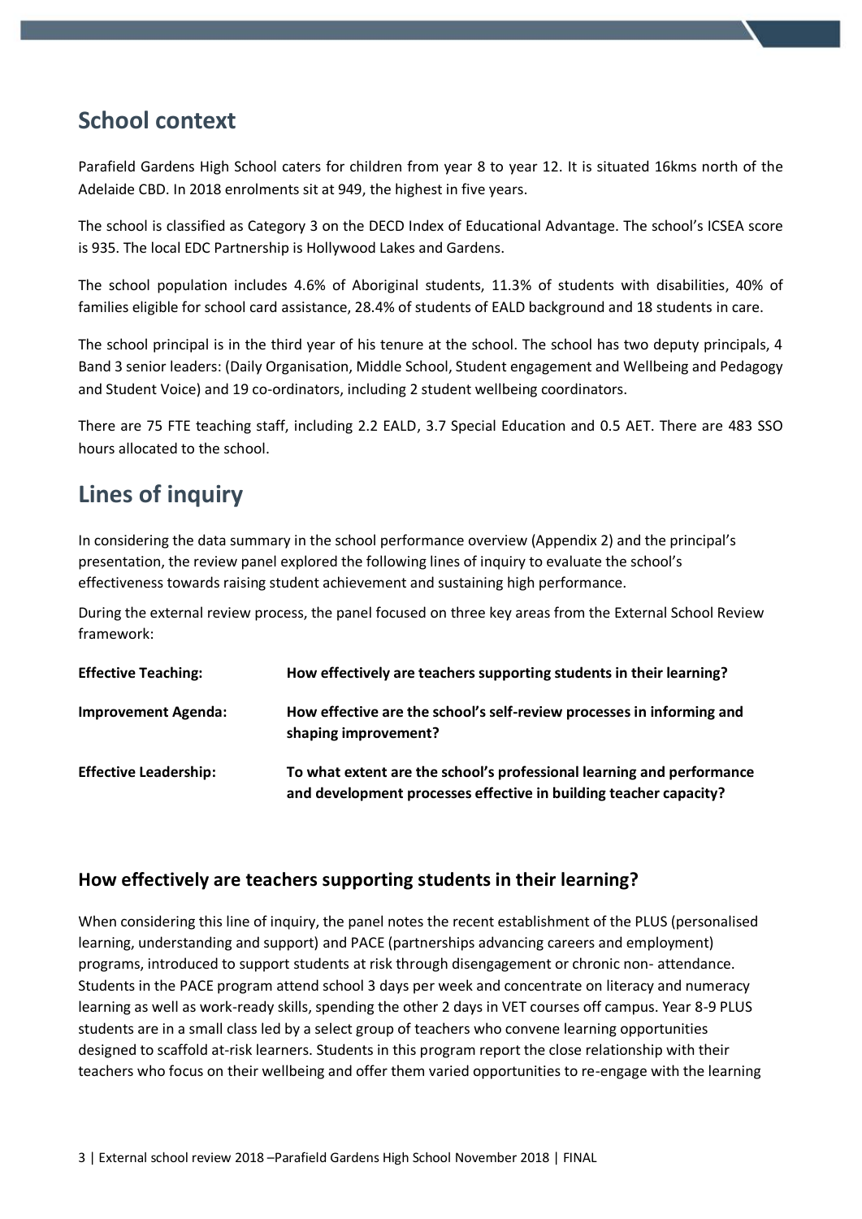## School context

Parafield Gardens High School caters for children from year 8 to year 12. It is situated 16kms north of the Adelaide CBD. In 2018 enrolments sit at 949, the highest in five years.

The school is classified as Category 3 on the DECD Index of Educational Advantage. The school's ICSEA score is 935. The local EDC Partnership is Hollywood Lakes and Gardens.

The school population includes 4.6% of Aboriginal students, 11.3% of students with disabilities, 40% of families eligible for school card assistance, 28.4% of students of EALD background and 18 students in care.

The school principal is in the third year of his tenure at the school. The school has two deputy principals, 4 Band 3 senior leaders: (Daily Organisation, Middle School, Student engagement and Wellbeing and Pedagogy and Student Voice) and 19 co-ordinators, including 2 student wellbeing coordinators.

There are 75 FTE teaching staff, including 2.2 EALD, 3.7 Special Education and 0.5 AET. There are 483 SSO hours allocated to the school.

## Lines of inquiry

In considering the data summary in the school performance overview (Appendix 2) and the principal's presentation, the review panel explored the following lines of inquiry to evaluate the school's effectiveness towards raising student achievement and sustaining high performance.

During the external review process, the panel focused on three key areas from the External School Review framework:

| | |
|---|---|
| **Effective Teaching:** | **How effectively are teachers supporting students in their learning?** |
| **Improvement Agenda:** | **How effective are the school's self-review processes in informing and shaping improvement?** |
| **Effective Leadership:** | **To what extent are the school's professional learning and performance and development processes effective in building teacher capacity?** |

### How effectively are teachers supporting students in their learning?

When considering this line of inquiry, the panel notes the recent establishment of the PLUS (personalised learning, understanding and support) and PACE (partnerships advancing careers and employment) programs, introduced to support students at risk through disengagement or chronic non- attendance. Students in the PACE program attend school 3 days per week and concentrate on literacy and numeracy learning as well as work-ready skills, spending the other 2 days in VET courses off campus. Year 8-9 PLUS students are in a small class led by a select group of teachers who convene learning opportunities designed to scaffold at-risk learners. Students in this program report the close relationship with their teachers who focus on their wellbeing and offer them varied opportunities to re-engage with the learning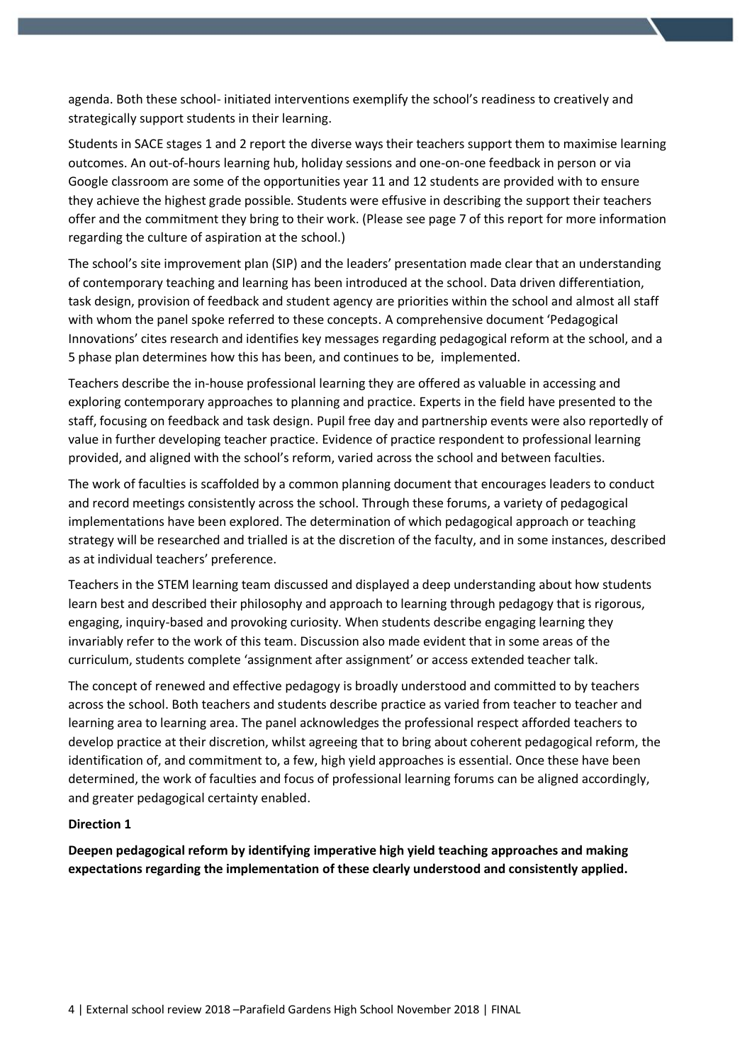agenda. Both these school- initiated interventions exemplify the school's readiness to creatively and strategically support students in their learning.

Students in SACE stages 1 and 2 report the diverse ways their teachers support them to maximise learning outcomes. An out-of-hours learning hub, holiday sessions and one-on-one feedback in person or via Google classroom are some of the opportunities year 11 and 12 students are provided with to ensure they achieve the highest grade possible. Students were effusive in describing the support their teachers offer and the commitment they bring to their work. (Please see page 7 of this report for more information regarding the culture of aspiration at the school.)

The school's site improvement plan (SIP) and the leaders' presentation made clear that an understanding of contemporary teaching and learning has been introduced at the school. Data driven differentiation, task design, provision of feedback and student agency are priorities within the school and almost all staff with whom the panel spoke referred to these concepts. A comprehensive document 'Pedagogical Innovations' cites research and identifies key messages regarding pedagogical reform at the school, and a 5 phase plan determines how this has been, and continues to be, implemented.

Teachers describe the in-house professional learning they are offered as valuable in accessing and exploring contemporary approaches to planning and practice. Experts in the field have presented to the staff, focusing on feedback and task design. Pupil free day and partnership events were also reportedly of value in further developing teacher practice. Evidence of practice respondent to professional learning provided, and aligned with the school's reform, varied across the school and between faculties.

The work of faculties is scaffolded by a common planning document that encourages leaders to conduct and record meetings consistently across the school. Through these forums, a variety of pedagogical implementations have been explored. The determination of which pedagogical approach or teaching strategy will be researched and trialled is at the discretion of the faculty, and in some instances, described as at individual teachers' preference.

Teachers in the STEM learning team discussed and displayed a deep understanding about how students learn best and described their philosophy and approach to learning through pedagogy that is rigorous, engaging, inquiry-based and provoking curiosity. When students describe engaging learning they invariably refer to the work of this team. Discussion also made evident that in some areas of the curriculum, students complete 'assignment after assignment' or access extended teacher talk.

The concept of renewed and effective pedagogy is broadly understood and committed to by teachers across the school. Both teachers and students describe practice as varied from teacher to teacher and learning area to learning area. The panel acknowledges the professional respect afforded teachers to develop practice at their discretion, whilst agreeing that to bring about coherent pedagogical reform, the identification of, and commitment to, a few, high yield approaches is essential. Once these have been determined, the work of faculties and focus of professional learning forums can be aligned accordingly, and greater pedagogical certainty enabled.

**Direction 1**

**Deepen pedagogical reform by identifying imperative high yield teaching approaches and making expectations regarding the implementation of these clearly understood and consistently applied.**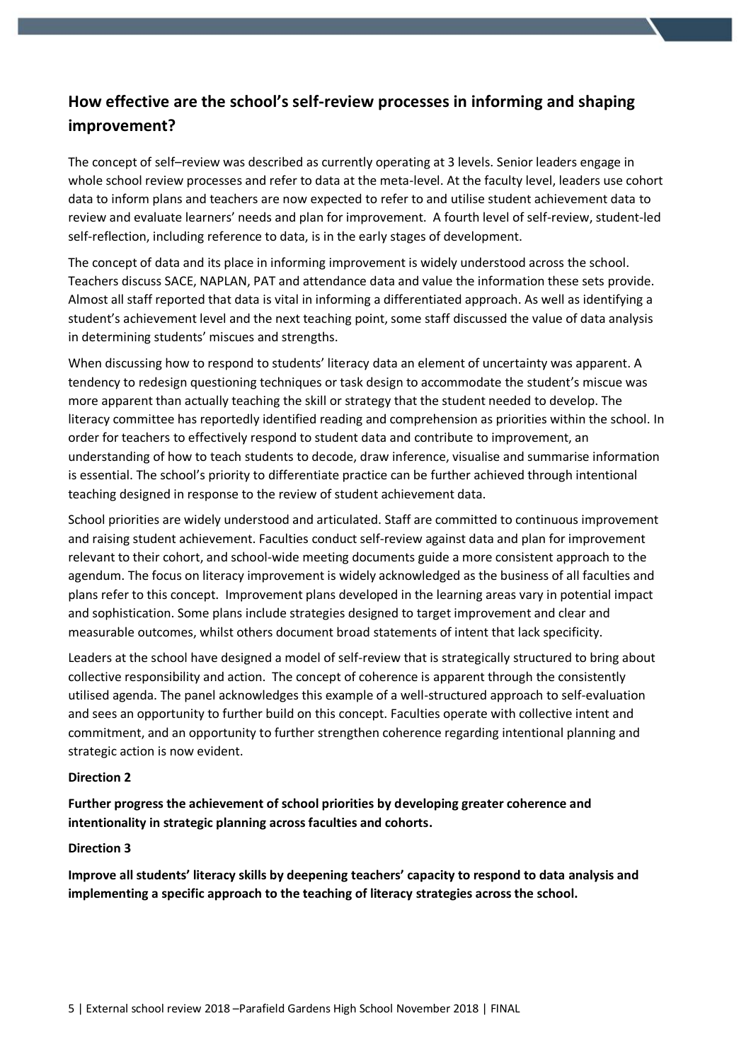## How effective are the school's self-review processes in informing and shaping improvement?

The concept of self–review was described as currently operating at 3 levels. Senior leaders engage in whole school review processes and refer to data at the meta-level. At the faculty level, leaders use cohort data to inform plans and teachers are now expected to refer to and utilise student achievement data to review and evaluate learners' needs and plan for improvement. A fourth level of self-review, student-led self-reflection, including reference to data, is in the early stages of development.

The concept of data and its place in informing improvement is widely understood across the school. Teachers discuss SACE, NAPLAN, PAT and attendance data and value the information these sets provide. Almost all staff reported that data is vital in informing a differentiated approach. As well as identifying a student's achievement level and the next teaching point, some staff discussed the value of data analysis in determining students' miscues and strengths.

When discussing how to respond to students' literacy data an element of uncertainty was apparent. A tendency to redesign questioning techniques or task design to accommodate the student's miscue was more apparent than actually teaching the skill or strategy that the student needed to develop. The literacy committee has reportedly identified reading and comprehension as priorities within the school. In order for teachers to effectively respond to student data and contribute to improvement, an understanding of how to teach students to decode, draw inference, visualise and summarise information is essential. The school's priority to differentiate practice can be further achieved through intentional teaching designed in response to the review of student achievement data.

School priorities are widely understood and articulated. Staff are committed to continuous improvement and raising student achievement. Faculties conduct self-review against data and plan for improvement relevant to their cohort, and school-wide meeting documents guide a more consistent approach to the agendum. The focus on literacy improvement is widely acknowledged as the business of all faculties and plans refer to this concept. Improvement plans developed in the learning areas vary in potential impact and sophistication. Some plans include strategies designed to target improvement and clear and measurable outcomes, whilst others document broad statements of intent that lack specificity.

Leaders at the school have designed a model of self-review that is strategically structured to bring about collective responsibility and action. The concept of coherence is apparent through the consistently utilised agenda. The panel acknowledges this example of a well-structured approach to self-evaluation and sees an opportunity to further build on this concept. Faculties operate with collective intent and commitment, and an opportunity to further strengthen coherence regarding intentional planning and strategic action is now evident.

**Direction 2**

**Further progress the achievement of school priorities by developing greater coherence and intentionality in strategic planning across faculties and cohorts.**

**Direction 3**

**Improve all students' literacy skills by deepening teachers' capacity to respond to data analysis and implementing a specific approach to the teaching of literacy strategies across the school.**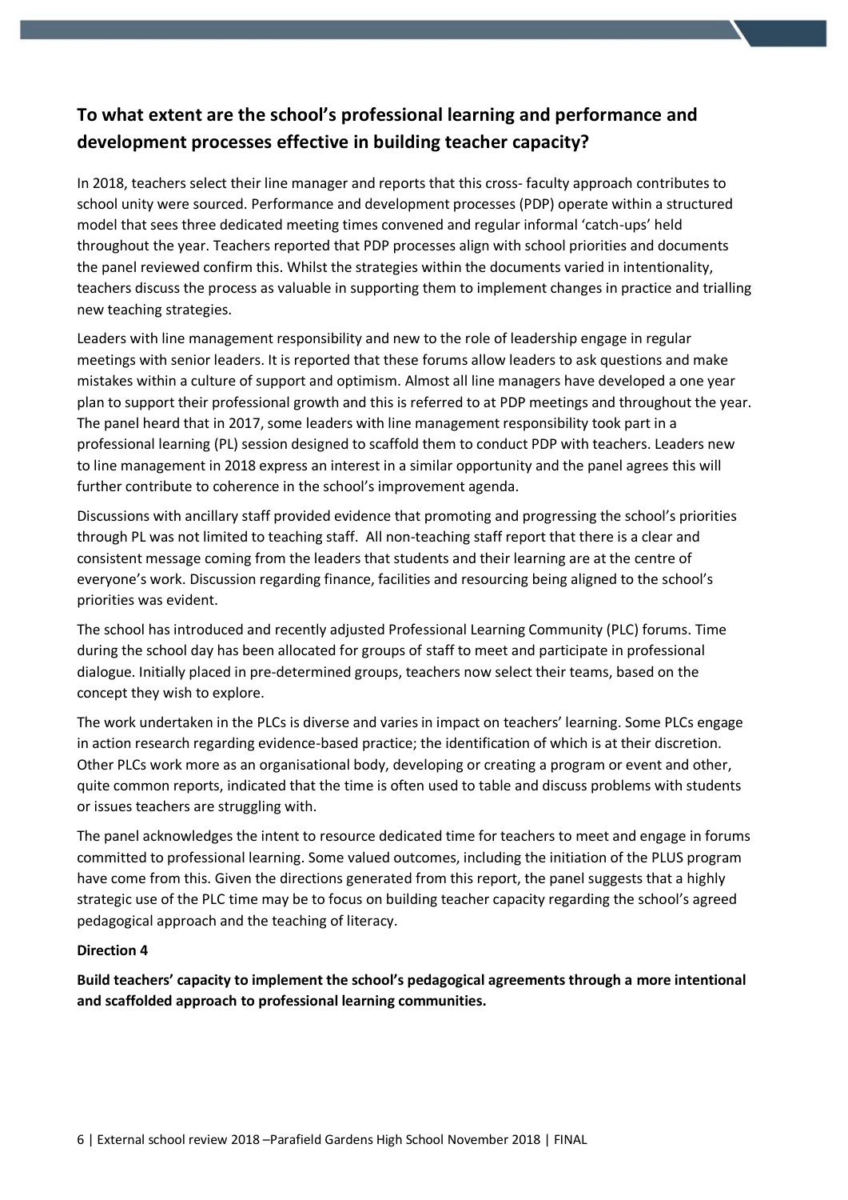## To what extent are the school's professional learning and performance and development processes effective in building teacher capacity?

In 2018, teachers select their line manager and reports that this cross- faculty approach contributes to school unity were sourced. Performance and development processes (PDP) operate within a structured model that sees three dedicated meeting times convened and regular informal 'catch-ups' held throughout the year. Teachers reported that PDP processes align with school priorities and documents the panel reviewed confirm this. Whilst the strategies within the documents varied in intentionality, teachers discuss the process as valuable in supporting them to implement changes in practice and trialling new teaching strategies.

Leaders with line management responsibility and new to the role of leadership engage in regular meetings with senior leaders. It is reported that these forums allow leaders to ask questions and make mistakes within a culture of support and optimism. Almost all line managers have developed a one year plan to support their professional growth and this is referred to at PDP meetings and throughout the year. The panel heard that in 2017, some leaders with line management responsibility took part in a professional learning (PL) session designed to scaffold them to conduct PDP with teachers. Leaders new to line management in 2018 express an interest in a similar opportunity and the panel agrees this will further contribute to coherence in the school's improvement agenda.

Discussions with ancillary staff provided evidence that promoting and progressing the school's priorities through PL was not limited to teaching staff. All non-teaching staff report that there is a clear and consistent message coming from the leaders that students and their learning are at the centre of everyone's work. Discussion regarding finance, facilities and resourcing being aligned to the school's priorities was evident.

The school has introduced and recently adjusted Professional Learning Community (PLC) forums. Time during the school day has been allocated for groups of staff to meet and participate in professional dialogue. Initially placed in pre-determined groups, teachers now select their teams, based on the concept they wish to explore.

The work undertaken in the PLCs is diverse and varies in impact on teachers' learning. Some PLCs engage in action research regarding evidence-based practice; the identification of which is at their discretion. Other PLCs work more as an organisational body, developing or creating a program or event and other, quite common reports, indicated that the time is often used to table and discuss problems with students or issues teachers are struggling with.

The panel acknowledges the intent to resource dedicated time for teachers to meet and engage in forums committed to professional learning. Some valued outcomes, including the initiation of the PLUS program have come from this. Given the directions generated from this report, the panel suggests that a highly strategic use of the PLC time may be to focus on building teacher capacity regarding the school's agreed pedagogical approach and the teaching of literacy.

**Direction 4**

**Build teachers' capacity to implement the school's pedagogical agreements through a more intentional and scaffolded approach to professional learning communities.**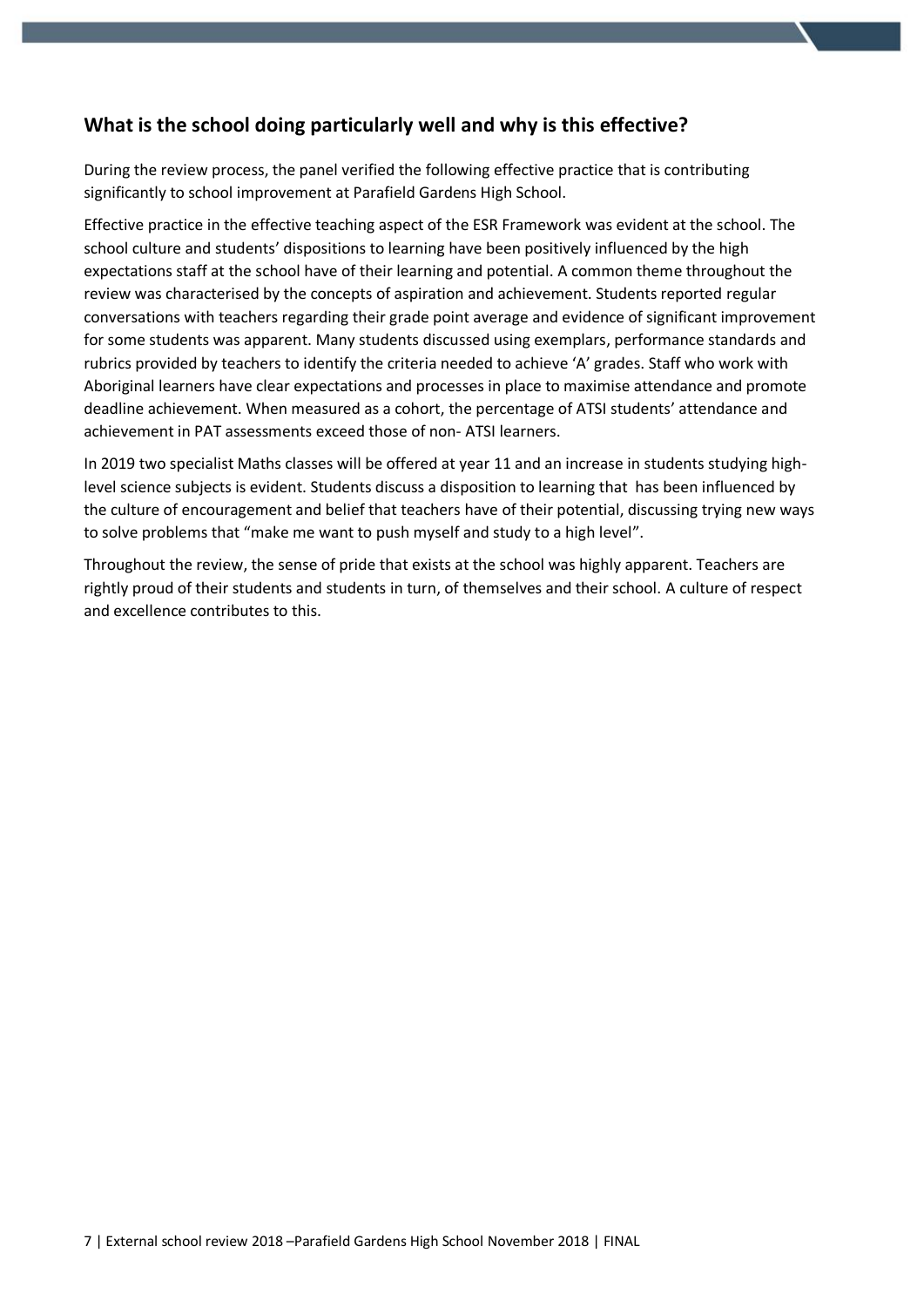## What is the school doing particularly well and why is this effective?

During the review process, the panel verified the following effective practice that is contributing significantly to school improvement at Parafield Gardens High School.

Effective practice in the effective teaching aspect of the ESR Framework was evident at the school. The school culture and students' dispositions to learning have been positively influenced by the high expectations staff at the school have of their learning and potential. A common theme throughout the review was characterised by the concepts of aspiration and achievement. Students reported regular conversations with teachers regarding their grade point average and evidence of significant improvement for some students was apparent. Many students discussed using exemplars, performance standards and rubrics provided by teachers to identify the criteria needed to achieve 'A' grades. Staff who work with Aboriginal learners have clear expectations and processes in place to maximise attendance and promote deadline achievement. When measured as a cohort, the percentage of ATSI students' attendance and achievement in PAT assessments exceed those of non- ATSI learners.

In 2019 two specialist Maths classes will be offered at year 11 and an increase in students studying high-level science subjects is evident. Students discuss a disposition to learning that has been influenced by the culture of encouragement and belief that teachers have of their potential, discussing trying new ways to solve problems that "make me want to push myself and study to a high level".

Throughout the review, the sense of pride that exists at the school was highly apparent. Teachers are rightly proud of their students and students in turn, of themselves and their school. A culture of respect and excellence contributes to this.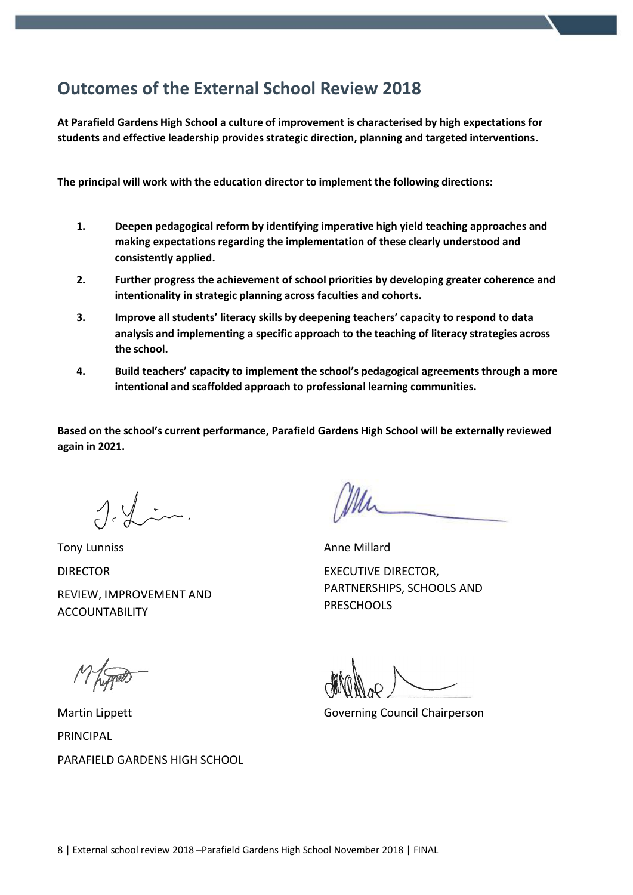## Outcomes of the External School Review 2018

**At Parafield Gardens High School a culture of improvement is characterised by high expectations for students and effective leadership provides strategic direction, planning and targeted interventions.**

**The principal will work with the education director to implement the following directions:**

1. **Deepen pedagogical reform by identifying imperative high yield teaching approaches and making expectations regarding the implementation of these clearly understood and consistently applied.**
2. **Further progress the achievement of school priorities by developing greater coherence and intentionality in strategic planning across faculties and cohorts.**
3. **Improve all students' literacy skills by deepening teachers' capacity to respond to data analysis and implementing a specific approach to the teaching of literacy strategies across the school.**
4. **Build teachers' capacity to implement the school's pedagogical agreements through a more intentional and scaffolded approach to professional learning communities.**

**Based on the school's current performance, Parafield Gardens High School will be externally reviewed again in 2021.**

Tony Lunniss
DIRECTOR
REVIEW, IMPROVEMENT AND ACCOUNTABILITY

Anne Millard
EXECUTIVE DIRECTOR,
PARTNERSHIPS, SCHOOLS AND PRESCHOOLS

Martin Lippett
PRINCIPAL
PARAFIELD GARDENS HIGH SCHOOL

Governing Council Chairperson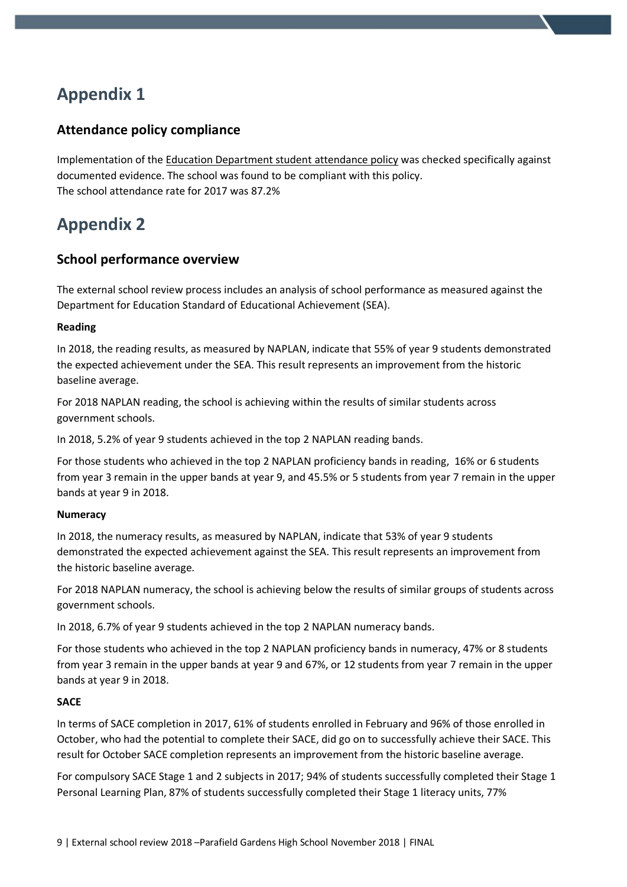# Appendix 1

## Attendance policy compliance

Implementation of the Education Department student attendance policy was checked specifically against documented evidence. The school was found to be compliant with this policy.
The school attendance rate for 2017 was 87.2%

# Appendix 2

## School performance overview

The external school review process includes an analysis of school performance as measured against the Department for Education Standard of Educational Achievement (SEA).

**Reading**

In 2018, the reading results, as measured by NAPLAN, indicate that 55% of year 9 students demonstrated the expected achievement under the SEA. This result represents an improvement from the historic baseline average.

For 2018 NAPLAN reading, the school is achieving within the results of similar students across government schools.

In 2018, 5.2% of year 9 students achieved in the top 2 NAPLAN reading bands.

For those students who achieved in the top 2 NAPLAN proficiency bands in reading, 16% or 6 students from year 3 remain in the upper bands at year 9, and 45.5% or 5 students from year 7 remain in the upper bands at year 9 in 2018.

**Numeracy**

In 2018, the numeracy results, as measured by NAPLAN, indicate that 53% of year 9 students demonstrated the expected achievement against the SEA. This result represents an improvement from the historic baseline average.

For 2018 NAPLAN numeracy, the school is achieving below the results of similar groups of students across government schools.

In 2018, 6.7% of year 9 students achieved in the top 2 NAPLAN numeracy bands.

For those students who achieved in the top 2 NAPLAN proficiency bands in numeracy, 47% or 8 students from year 3 remain in the upper bands at year 9 and 67%, or 12 students from year 7 remain in the upper bands at year 9 in 2018.

**SACE**

In terms of SACE completion in 2017, 61% of students enrolled in February and 96% of those enrolled in October, who had the potential to complete their SACE, did go on to successfully achieve their SACE. This result for October SACE completion represents an improvement from the historic baseline average.

For compulsory SACE Stage 1 and 2 subjects in 2017; 94% of students successfully completed their Stage 1 Personal Learning Plan, 87% of students successfully completed their Stage 1 literacy units, 77%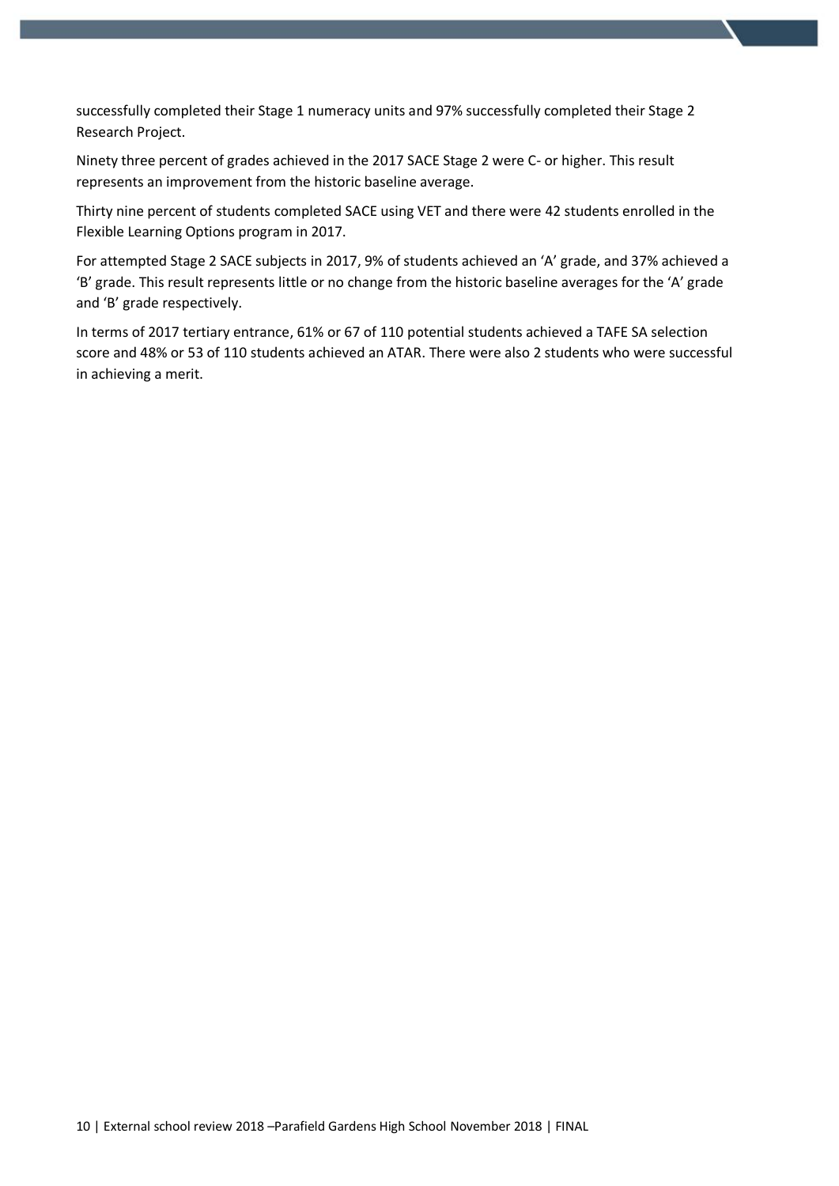successfully completed their Stage 1 numeracy units and 97% successfully completed their Stage 2 Research Project.

Ninety three percent of grades achieved in the 2017 SACE Stage 2 were C- or higher. This result represents an improvement from the historic baseline average.

Thirty nine percent of students completed SACE using VET and there were 42 students enrolled in the Flexible Learning Options program in 2017.

For attempted Stage 2 SACE subjects in 2017, 9% of students achieved an 'A' grade, and 37% achieved a 'B' grade. This result represents little or no change from the historic baseline averages for the 'A' grade and 'B' grade respectively.

In terms of 2017 tertiary entrance, 61% or 67 of 110 potential students achieved a TAFE SA selection score and 48% or 53 of 110 students achieved an ATAR. There were also 2 students who were successful in achieving a merit.